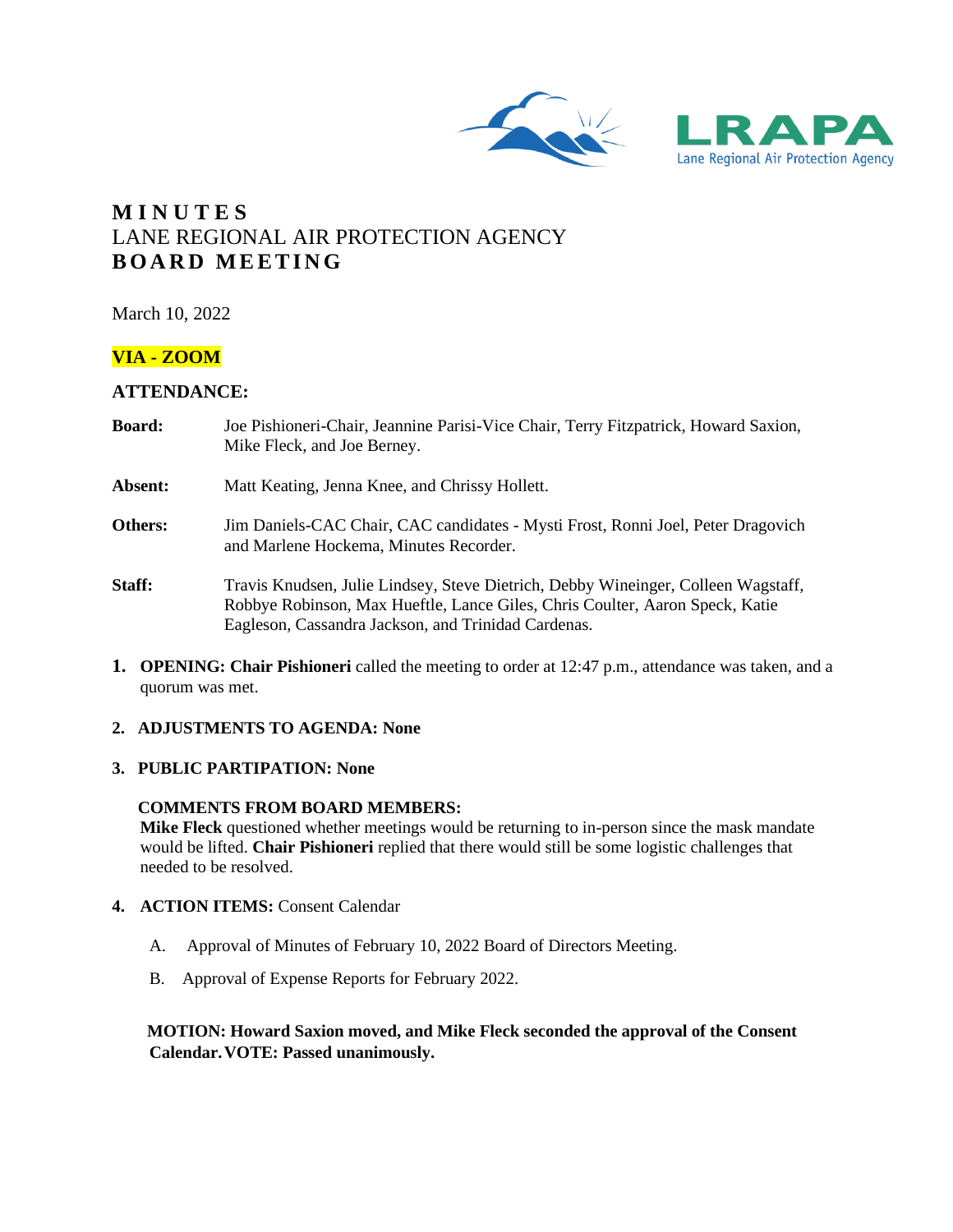LRAPA
Lane Regional Air Protection Agency

# MINUTES
## LANE REGIONAL AIR PROTECTION AGENCY
## BOARD MEETING

March 10, 2022

**VIA - ZOOM**

**ATTENDANCE:**

**Board:** Joe Pishioneri-Chair, Jeannine Parisi-Vice Chair, Terry Fitzpatrick, Howard Saxion, Mike Fleck, and Joe Berney.

**Absent:** Matt Keating, Jenna Knee, and Chrissy Hollett.

**Others:** Jim Daniels-CAC Chair, CAC candidates - Mysti Frost, Ronni Joel, Peter Dragovich and Marlene Hockema, Minutes Recorder.

**Staff:** Travis Knudsen, Julie Lindsey, Steve Dietrich, Debby Wineinger, Colleen Wagstaff, Robbye Robinson, Max Hueftle, Lance Giles, Chris Coulter, Aaron Speck, Katie Eagleson, Cassandra Jackson, and Trinidad Cardenas.

1. **OPENING: Chair Pishioneri** called the meeting to order at 12:47 p.m., attendance was taken, and a quorum was met.

2. **ADJUSTMENTS TO AGENDA: None**

3. **PUBLIC PARTIPATION: None**

   **COMMENTS FROM BOARD MEMBERS:**
   **Mike Fleck** questioned whether meetings would be returning to in-person since the mask mandate would be lifted. **Chair Pishioneri** replied that there would still be some logistic challenges that needed to be resolved.

4. **ACTION ITEMS:** Consent Calendar

   A. Approval of Minutes of February 10, 2022 Board of Directors Meeting.

   B. Approval of Expense Reports for February 2022.

   **MOTION: Howard Saxion moved, and Mike Fleck seconded the approval of the Consent Calendar. VOTE: Passed unanimously.**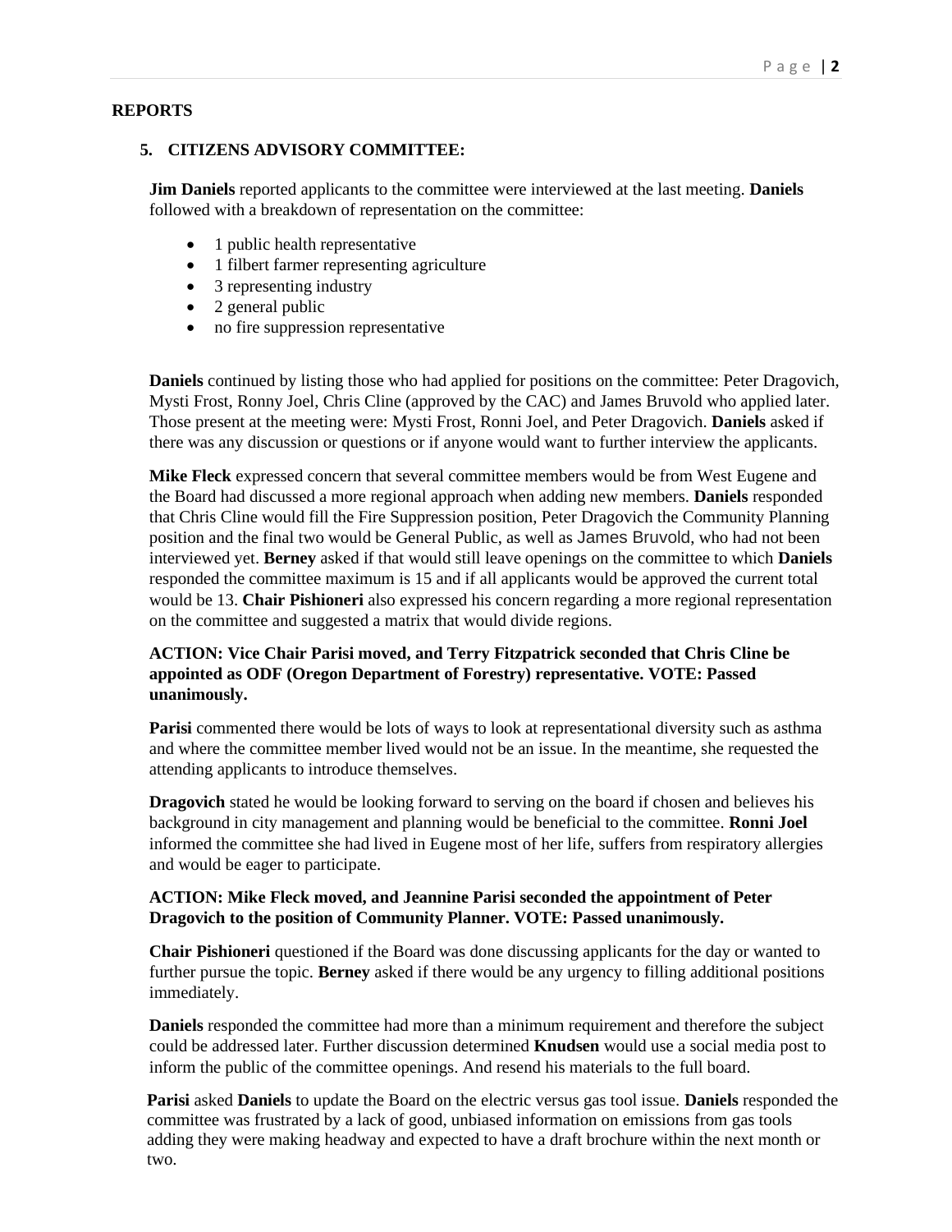## REPORTS

### 5. CITIZENS ADVISORY COMMITTEE:

**Jim Daniels** reported applicants to the committee were interviewed at the last meeting. **Daniels** followed with a breakdown of representation on the committee:

- 1 public health representative
- 1 filbert farmer representing agriculture
- 3 representing industry
- 2 general public
- no fire suppression representative

**Daniels** continued by listing those who had applied for positions on the committee: Peter Dragovich, Mysti Frost, Ronny Joel, Chris Cline (approved by the CAC) and James Bruvold who applied later. Those present at the meeting were: Mysti Frost, Ronni Joel, and Peter Dragovich. **Daniels** asked if there was any discussion or questions or if anyone would want to further interview the applicants.

**Mike Fleck** expressed concern that several committee members would be from West Eugene and the Board had discussed a more regional approach when adding new members. **Daniels** responded that Chris Cline would fill the Fire Suppression position, Peter Dragovich the Community Planning position and the final two would be General Public, as well as James Bruvold, who had not been interviewed yet. **Berney** asked if that would still leave openings on the committee to which **Daniels** responded the committee maximum is 15 and if all applicants would be approved the current total would be 13. **Chair Pishioneri** also expressed his concern regarding a more regional representation on the committee and suggested a matrix that would divide regions.

**ACTION: Vice Chair Parisi moved, and Terry Fitzpatrick seconded that Chris Cline be appointed as ODF (Oregon Department of Forestry) representative. VOTE: Passed unanimously.**

**Parisi** commented there would be lots of ways to look at representational diversity such as asthma and where the committee member lived would not be an issue. In the meantime, she requested the attending applicants to introduce themselves.

**Dragovich** stated he would be looking forward to serving on the board if chosen and believes his background in city management and planning would be beneficial to the committee. **Ronni Joel** informed the committee she had lived in Eugene most of her life, suffers from respiratory allergies and would be eager to participate.

**ACTION: Mike Fleck moved, and Jeannine Parisi seconded the appointment of Peter Dragovich to the position of Community Planner. VOTE: Passed unanimously.**

**Chair Pishioneri** questioned if the Board was done discussing applicants for the day or wanted to further pursue the topic. **Berney** asked if there would be any urgency to filling additional positions immediately.

**Daniels** responded the committee had more than a minimum requirement and therefore the subject could be addressed later. Further discussion determined **Knudsen** would use a social media post to inform the public of the committee openings. And resend his materials to the full board.

**Parisi** asked **Daniels** to update the Board on the electric versus gas tool issue. **Daniels** responded the committee was frustrated by a lack of good, unbiased information on emissions from gas tools adding they were making headway and expected to have a draft brochure within the next month or two.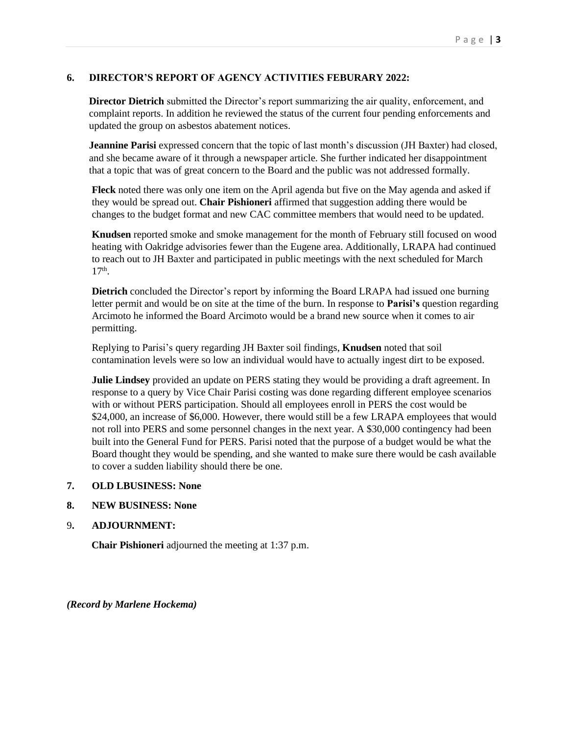**6. DIRECTOR'S REPORT OF AGENCY ACTIVITIES FEBURARY 2022:**

**Director Dietrich** submitted the Director's report summarizing the air quality, enforcement, and complaint reports. In addition he reviewed the status of the current four pending enforcements and updated the group on asbestos abatement notices.

**Jeannine Parisi** expressed concern that the topic of last month's discussion (JH Baxter) had closed, and she became aware of it through a newspaper article. She further indicated her disappointment that a topic that was of great concern to the Board and the public was not addressed formally.

**Fleck** noted there was only one item on the April agenda but five on the May agenda and asked if they would be spread out. **Chair Pishioneri** affirmed that suggestion adding there would be changes to the budget format and new CAC committee members that would need to be updated.

**Knudsen** reported smoke and smoke management for the month of February still focused on wood heating with Oakridge advisories fewer than the Eugene area. Additionally, LRAPA had continued to reach out to JH Baxter and participated in public meetings with the next scheduled for March 17th.

**Dietrich** concluded the Director's report by informing the Board LRAPA had issued one burning letter permit and would be on site at the time of the burn. In response to **Parisi's** question regarding Arcimoto he informed the Board Arcimoto would be a brand new source when it comes to air permitting.

Replying to Parisi's query regarding JH Baxter soil findings, **Knudsen** noted that soil contamination levels were so low an individual would have to actually ingest dirt to be exposed.

**Julie Lindsey** provided an update on PERS stating they would be providing a draft agreement. In response to a query by Vice Chair Parisi costing was done regarding different employee scenarios with or without PERS participation. Should all employees enroll in PERS the cost would be $24,000, an increase of $6,000. However, there would still be a few LRAPA employees that would not roll into PERS and some personnel changes in the next year. A $30,000 contingency had been built into the General Fund for PERS. Parisi noted that the purpose of a budget would be what the Board thought they would be spending, and she wanted to make sure there would be cash available to cover a sudden liability should there be one.

**7. OLD LBUSINESS: None**

**8. NEW BUSINESS: None**

**9. ADJOURNMENT:**

**Chair Pishioneri** adjourned the meeting at 1:37 p.m.

***(Record by Marlene Hockema)***